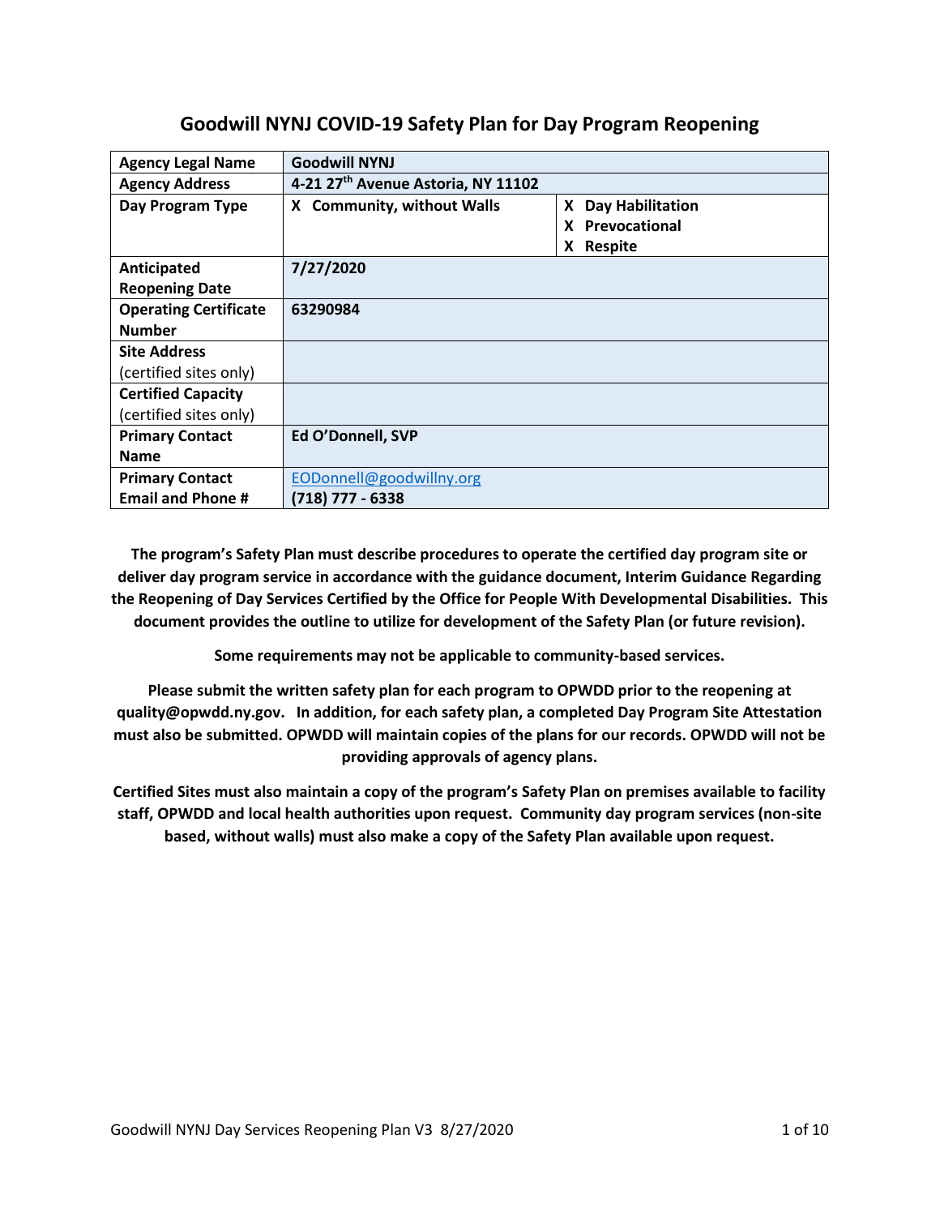# Goodwill NYNJ COVID-19 Safety Plan for Day Program Reopening

| | | |
|---|---|---|
| **Agency Legal Name** | **Goodwill NYNJ** | |
| **Agency Address** | **4-21 27th Avenue Astoria, NY 11102** | |
| **Day Program Type** | **X Community, without Walls** | **X Day Habilitation**<br>**X Prevocational**<br>**X Respite** |
| **Anticipated Reopening Date** | **7/27/2020** | |
| **Operating Certificate Number** | **63290984** | |
| **Site Address** (certified sites only) | | |
| **Certified Capacity** (certified sites only) | | |
| **Primary Contact Name** | **Ed O'Donnell, SVP** | |
| **Primary Contact Email and Phone #** | EODonnell@goodwillny.org<br>**(718) 777 - 6338** | |

**The program's Safety Plan must describe procedures to operate the certified day program site or deliver day program service in accordance with the guidance document, Interim Guidance Regarding the Reopening of Day Services Certified by the Office for People With Developmental Disabilities. This document provides the outline to utilize for development of the Safety Plan (or future revision).**

**Some requirements may not be applicable to community-based services.**

**Please submit the written safety plan for each program to OPWDD prior to the reopening at quality@opwdd.ny.gov. In addition, for each safety plan, a completed Day Program Site Attestation must also be submitted. OPWDD will maintain copies of the plans for our records. OPWDD will not be providing approvals of agency plans.**

**Certified Sites must also maintain a copy of the program's Safety Plan on premises available to facility staff, OPWDD and local health authorities upon request. Community day program services (non-site based, without walls) must also make a copy of the Safety Plan available upon request.**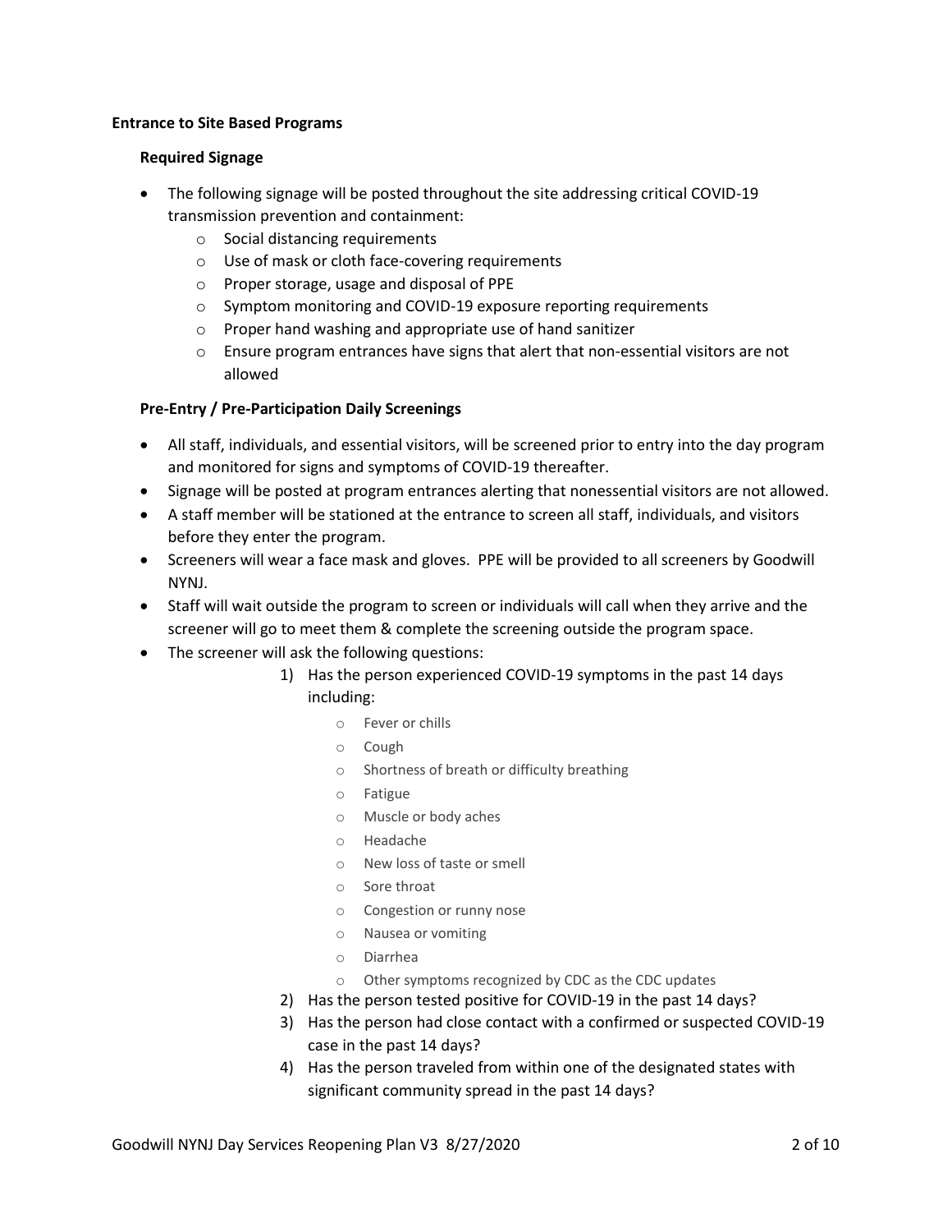**Entrance to Site Based Programs**

**Required Signage**

- The following signage will be posted throughout the site addressing critical COVID-19 transmission prevention and containment:
    - Social distancing requirements
    - Use of mask or cloth face-covering requirements
    - Proper storage, usage and disposal of PPE
    - Symptom monitoring and COVID-19 exposure reporting requirements
    - Proper hand washing and appropriate use of hand sanitizer
    - Ensure program entrances have signs that alert that non-essential visitors are not allowed

**Pre-Entry / Pre-Participation Daily Screenings**

- All staff, individuals, and essential visitors, will be screened prior to entry into the day program and monitored for signs and symptoms of COVID-19 thereafter.
- Signage will be posted at program entrances alerting that nonessential visitors are not allowed.
- A staff member will be stationed at the entrance to screen all staff, individuals, and visitors before they enter the program.
- Screeners will wear a face mask and gloves. PPE will be provided to all screeners by Goodwill NYNJ.
- Staff will wait outside the program to screen or individuals will call when they arrive and the screener will go to meet them & complete the screening outside the program space.
- The screener will ask the following questions:
    1) Has the person experienced COVID-19 symptoms in the past 14 days including:
        - Fever or chills
        - Cough
        - Shortness of breath or difficulty breathing
        - Fatigue
        - Muscle or body aches
        - Headache
        - New loss of taste or smell
        - Sore throat
        - Congestion or runny nose
        - Nausea or vomiting
        - Diarrhea
        - Other symptoms recognized by CDC as the CDC updates
    2) Has the person tested positive for COVID-19 in the past 14 days?
    3) Has the person had close contact with a confirmed or suspected COVID-19 case in the past 14 days?
    4) Has the person traveled from within one of the designated states with significant community spread in the past 14 days?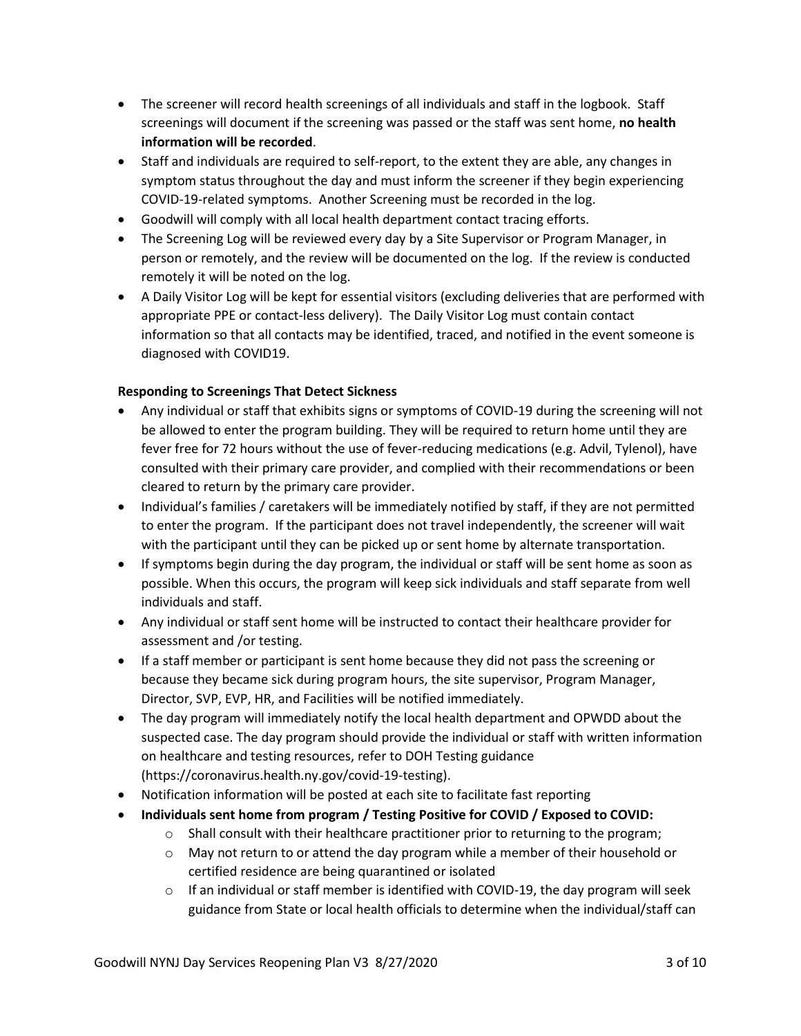- The screener will record health screenings of all individuals and staff in the logbook. Staff screenings will document if the screening was passed or the staff was sent home, **no health information will be recorded**.
- Staff and individuals are required to self-report, to the extent they are able, any changes in symptom status throughout the day and must inform the screener if they begin experiencing COVID-19-related symptoms. Another Screening must be recorded in the log.
- Goodwill will comply with all local health department contact tracing efforts.
- The Screening Log will be reviewed every day by a Site Supervisor or Program Manager, in person or remotely, and the review will be documented on the log. If the review is conducted remotely it will be noted on the log.
- A Daily Visitor Log will be kept for essential visitors (excluding deliveries that are performed with appropriate PPE or contact-less delivery). The Daily Visitor Log must contain contact information so that all contacts may be identified, traced, and notified in the event someone is diagnosed with COVID19.

**Responding to Screenings That Detect Sickness**

- Any individual or staff that exhibits signs or symptoms of COVID-19 during the screening will not be allowed to enter the program building. They will be required to return home until they are fever free for 72 hours without the use of fever-reducing medications (e.g. Advil, Tylenol), have consulted with their primary care provider, and complied with their recommendations or been cleared to return by the primary care provider.
- Individual's families / caretakers will be immediately notified by staff, if they are not permitted to enter the program. If the participant does not travel independently, the screener will wait with the participant until they can be picked up or sent home by alternate transportation.
- If symptoms begin during the day program, the individual or staff will be sent home as soon as possible. When this occurs, the program will keep sick individuals and staff separate from well individuals and staff.
- Any individual or staff sent home will be instructed to contact their healthcare provider for assessment and /or testing.
- If a staff member or participant is sent home because they did not pass the screening or because they became sick during program hours, the site supervisor, Program Manager, Director, SVP, EVP, HR, and Facilities will be notified immediately.
- The day program will immediately notify the local health department and OPWDD about the suspected case. The day program should provide the individual or staff with written information on healthcare and testing resources, refer to DOH Testing guidance (https://coronavirus.health.ny.gov/covid-19-testing).
- Notification information will be posted at each site to facilitate fast reporting
- **Individuals sent home from program / Testing Positive for COVID / Exposed to COVID:**
  - Shall consult with their healthcare practitioner prior to returning to the program;
  - May not return to or attend the day program while a member of their household or certified residence are being quarantined or isolated
  - If an individual or staff member is identified with COVID-19, the day program will seek guidance from State or local health officials to determine when the individual/staff can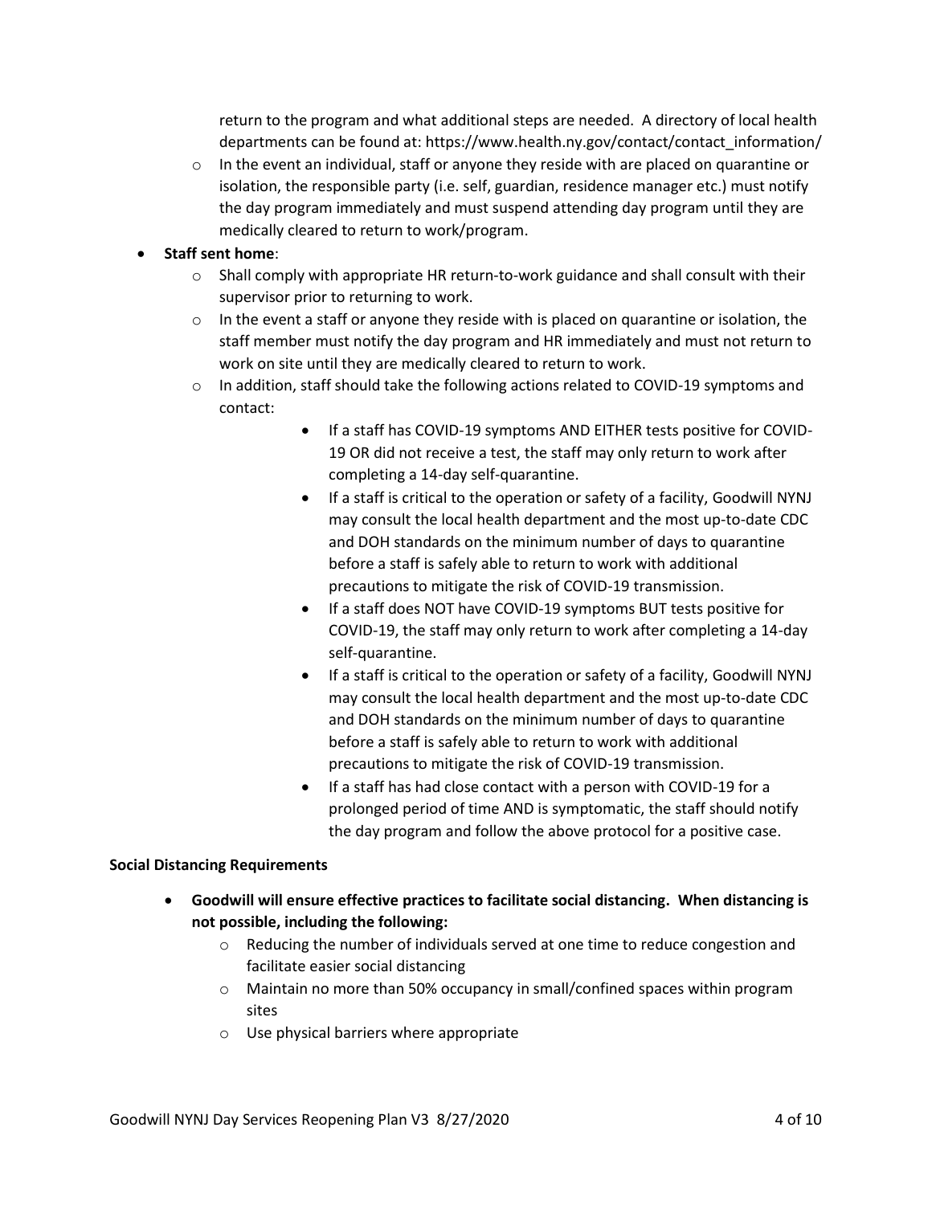return to the program and what additional steps are needed. A directory of local health departments can be found at: https://www.health.ny.gov/contact/contact_information/
  - In the event an individual, staff or anyone they reside with are placed on quarantine or isolation, the responsible party (i.e. self, guardian, residence manager etc.) must notify the day program immediately and must suspend attending day program until they are medically cleared to return to work/program.

- **Staff sent home**:
  - Shall comply with appropriate HR return-to-work guidance and shall consult with their supervisor prior to returning to work.
  - In the event a staff or anyone they reside with is placed on quarantine or isolation, the staff member must notify the day program and HR immediately and must not return to work on site until they are medically cleared to return to work.
  - In addition, staff should take the following actions related to COVID-19 symptoms and contact:
    - If a staff has COVID-19 symptoms AND EITHER tests positive for COVID-19 OR did not receive a test, the staff may only return to work after completing a 14-day self-quarantine.
    - If a staff is critical to the operation or safety of a facility, Goodwill NYNJ may consult the local health department and the most up-to-date CDC and DOH standards on the minimum number of days to quarantine before a staff is safely able to return to work with additional precautions to mitigate the risk of COVID-19 transmission.
    - If a staff does NOT have COVID-19 symptoms BUT tests positive for COVID-19, the staff may only return to work after completing a 14-day self-quarantine.
    - If a staff is critical to the operation or safety of a facility, Goodwill NYNJ may consult the local health department and the most up-to-date CDC and DOH standards on the minimum number of days to quarantine before a staff is safely able to return to work with additional precautions to mitigate the risk of COVID-19 transmission.
    - If a staff has had close contact with a person with COVID-19 for a prolonged period of time AND is symptomatic, the staff should notify the day program and follow the above protocol for a positive case.

**Social Distancing Requirements**

- **Goodwill will ensure effective practices to facilitate social distancing. When distancing is not possible, including the following:**
  - Reducing the number of individuals served at one time to reduce congestion and facilitate easier social distancing
  - Maintain no more than 50% occupancy in small/confined spaces within program sites
  - Use physical barriers where appropriate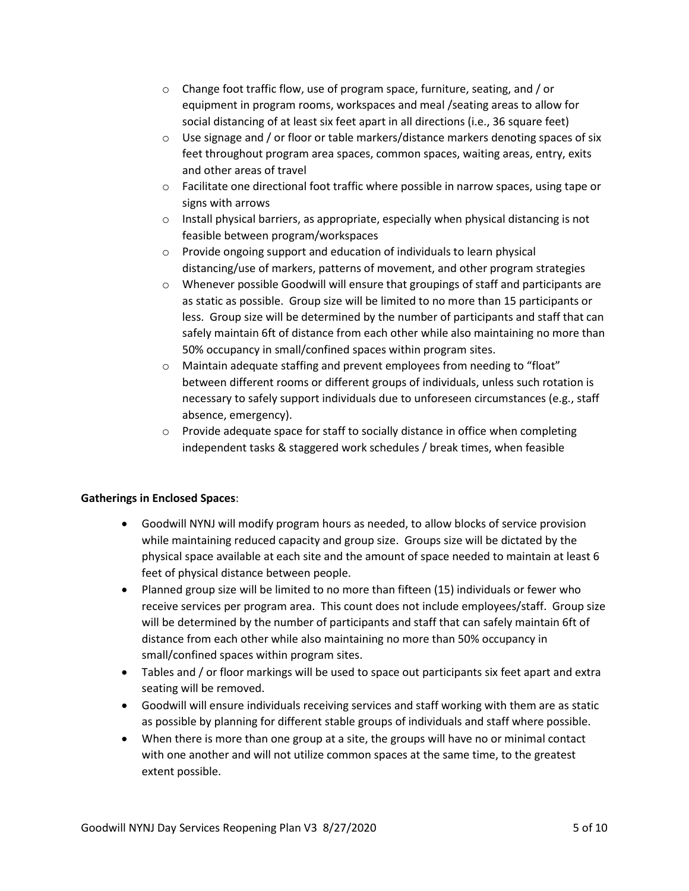- Change foot traffic flow, use of program space, furniture, seating, and / or equipment in program rooms, workspaces and meal /seating areas to allow for social distancing of at least six feet apart in all directions (i.e., 36 square feet)
- Use signage and / or floor or table markers/distance markers denoting spaces of six feet throughout program area spaces, common spaces, waiting areas, entry, exits and other areas of travel
- Facilitate one directional foot traffic where possible in narrow spaces, using tape or signs with arrows
- Install physical barriers, as appropriate, especially when physical distancing is not feasible between program/workspaces
- Provide ongoing support and education of individuals to learn physical distancing/use of markers, patterns of movement, and other program strategies
- Whenever possible Goodwill will ensure that groupings of staff and participants are as static as possible. Group size will be limited to no more than 15 participants or less. Group size will be determined by the number of participants and staff that can safely maintain 6ft of distance from each other while also maintaining no more than 50% occupancy in small/confined spaces within program sites.
- Maintain adequate staffing and prevent employees from needing to "float" between different rooms or different groups of individuals, unless such rotation is necessary to safely support individuals due to unforeseen circumstances (e.g., staff absence, emergency).
- Provide adequate space for staff to socially distance in office when completing independent tasks & staggered work schedules / break times, when feasible

**Gatherings in Enclosed Spaces**:

- Goodwill NYNJ will modify program hours as needed, to allow blocks of service provision while maintaining reduced capacity and group size. Groups size will be dictated by the physical space available at each site and the amount of space needed to maintain at least 6 feet of physical distance between people.
- Planned group size will be limited to no more than fifteen (15) individuals or fewer who receive services per program area. This count does not include employees/staff. Group size will be determined by the number of participants and staff that can safely maintain 6ft of distance from each other while also maintaining no more than 50% occupancy in small/confined spaces within program sites.
- Tables and / or floor markings will be used to space out participants six feet apart and extra seating will be removed.
- Goodwill will ensure individuals receiving services and staff working with them are as static as possible by planning for different stable groups of individuals and staff where possible.
- When there is more than one group at a site, the groups will have no or minimal contact with one another and will not utilize common spaces at the same time, to the greatest extent possible.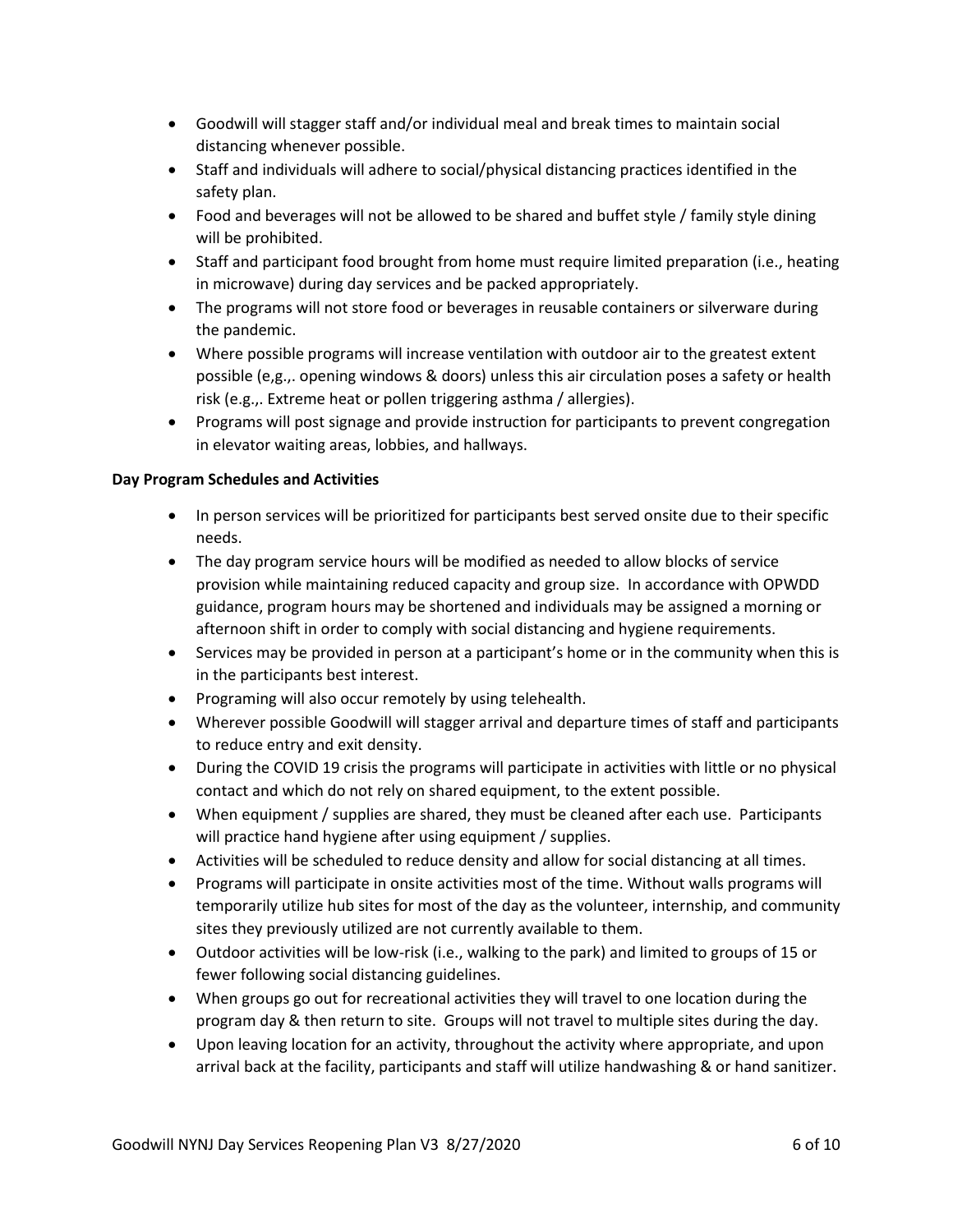- Goodwill will stagger staff and/or individual meal and break times to maintain social distancing whenever possible.
- Staff and individuals will adhere to social/physical distancing practices identified in the safety plan.
- Food and beverages will not be allowed to be shared and buffet style / family style dining will be prohibited.
- Staff and participant food brought from home must require limited preparation (i.e., heating in microwave) during day services and be packed appropriately.
- The programs will not store food or beverages in reusable containers or silverware during the pandemic.
- Where possible programs will increase ventilation with outdoor air to the greatest extent possible (e,g.,. opening windows & doors) unless this air circulation poses a safety or health risk (e.g.,. Extreme heat or pollen triggering asthma / allergies).
- Programs will post signage and provide instruction for participants to prevent congregation in elevator waiting areas, lobbies, and hallways.

**Day Program Schedules and Activities**

- In person services will be prioritized for participants best served onsite due to their specific needs.
- The day program service hours will be modified as needed to allow blocks of service provision while maintaining reduced capacity and group size. In accordance with OPWDD guidance, program hours may be shortened and individuals may be assigned a morning or afternoon shift in order to comply with social distancing and hygiene requirements.
- Services may be provided in person at a participant's home or in the community when this is in the participants best interest.
- Programing will also occur remotely by using telehealth.
- Wherever possible Goodwill will stagger arrival and departure times of staff and participants to reduce entry and exit density.
- During the COVID 19 crisis the programs will participate in activities with little or no physical contact and which do not rely on shared equipment, to the extent possible.
- When equipment / supplies are shared, they must be cleaned after each use. Participants will practice hand hygiene after using equipment / supplies.
- Activities will be scheduled to reduce density and allow for social distancing at all times.
- Programs will participate in onsite activities most of the time. Without walls programs will temporarily utilize hub sites for most of the day as the volunteer, internship, and community sites they previously utilized are not currently available to them.
- Outdoor activities will be low-risk (i.e., walking to the park) and limited to groups of 15 or fewer following social distancing guidelines.
- When groups go out for recreational activities they will travel to one location during the program day & then return to site. Groups will not travel to multiple sites during the day.
- Upon leaving location for an activity, throughout the activity where appropriate, and upon arrival back at the facility, participants and staff will utilize handwashing & or hand sanitizer.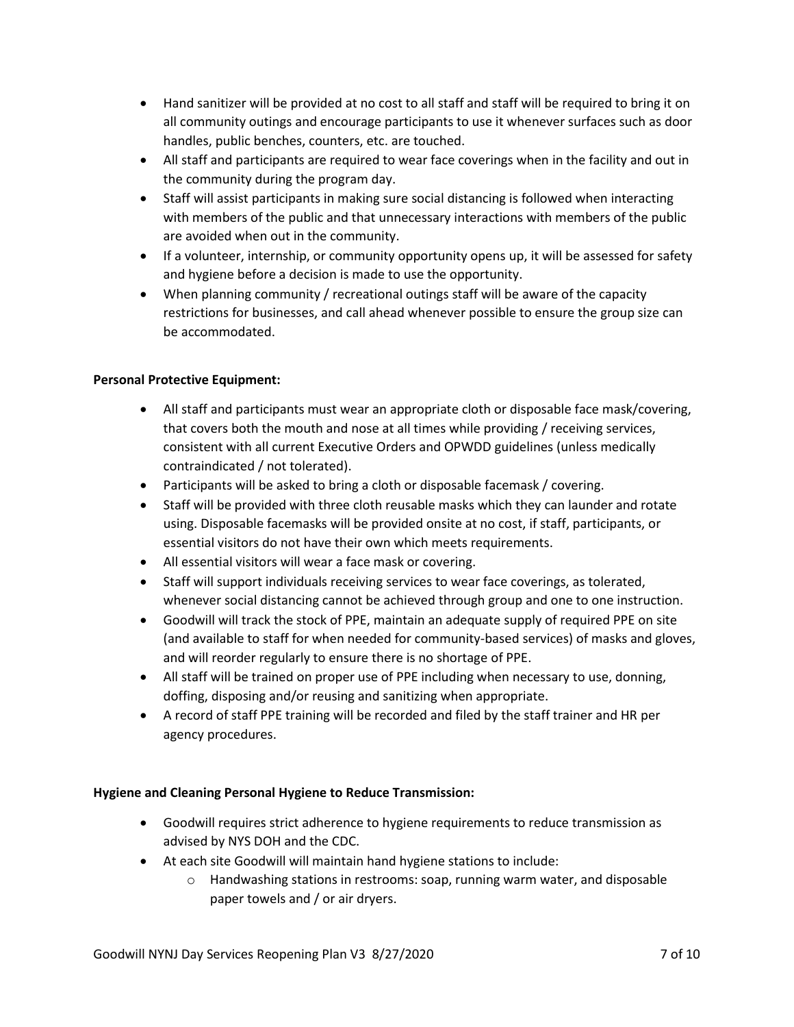- Hand sanitizer will be provided at no cost to all staff and staff will be required to bring it on all community outings and encourage participants to use it whenever surfaces such as door handles, public benches, counters, etc. are touched.
- All staff and participants are required to wear face coverings when in the facility and out in the community during the program day.
- Staff will assist participants in making sure social distancing is followed when interacting with members of the public and that unnecessary interactions with members of the public are avoided when out in the community.
- If a volunteer, internship, or community opportunity opens up, it will be assessed for safety and hygiene before a decision is made to use the opportunity.
- When planning community / recreational outings staff will be aware of the capacity restrictions for businesses, and call ahead whenever possible to ensure the group size can be accommodated.

**Personal Protective Equipment:**

- All staff and participants must wear an appropriate cloth or disposable face mask/covering, that covers both the mouth and nose at all times while providing / receiving services, consistent with all current Executive Orders and OPWDD guidelines (unless medically contraindicated / not tolerated).
- Participants will be asked to bring a cloth or disposable facemask / covering.
- Staff will be provided with three cloth reusable masks which they can launder and rotate using. Disposable facemasks will be provided onsite at no cost, if staff, participants, or essential visitors do not have their own which meets requirements.
- All essential visitors will wear a face mask or covering.
- Staff will support individuals receiving services to wear face coverings, as tolerated, whenever social distancing cannot be achieved through group and one to one instruction.
- Goodwill will track the stock of PPE, maintain an adequate supply of required PPE on site (and available to staff for when needed for community-based services) of masks and gloves, and will reorder regularly to ensure there is no shortage of PPE.
- All staff will be trained on proper use of PPE including when necessary to use, donning, doffing, disposing and/or reusing and sanitizing when appropriate.
- A record of staff PPE training will be recorded and filed by the staff trainer and HR per agency procedures.

**Hygiene and Cleaning Personal Hygiene to Reduce Transmission:**

- Goodwill requires strict adherence to hygiene requirements to reduce transmission as advised by NYS DOH and the CDC.
- At each site Goodwill will maintain hand hygiene stations to include:
  - Handwashing stations in restrooms: soap, running warm water, and disposable paper towels and / or air dryers.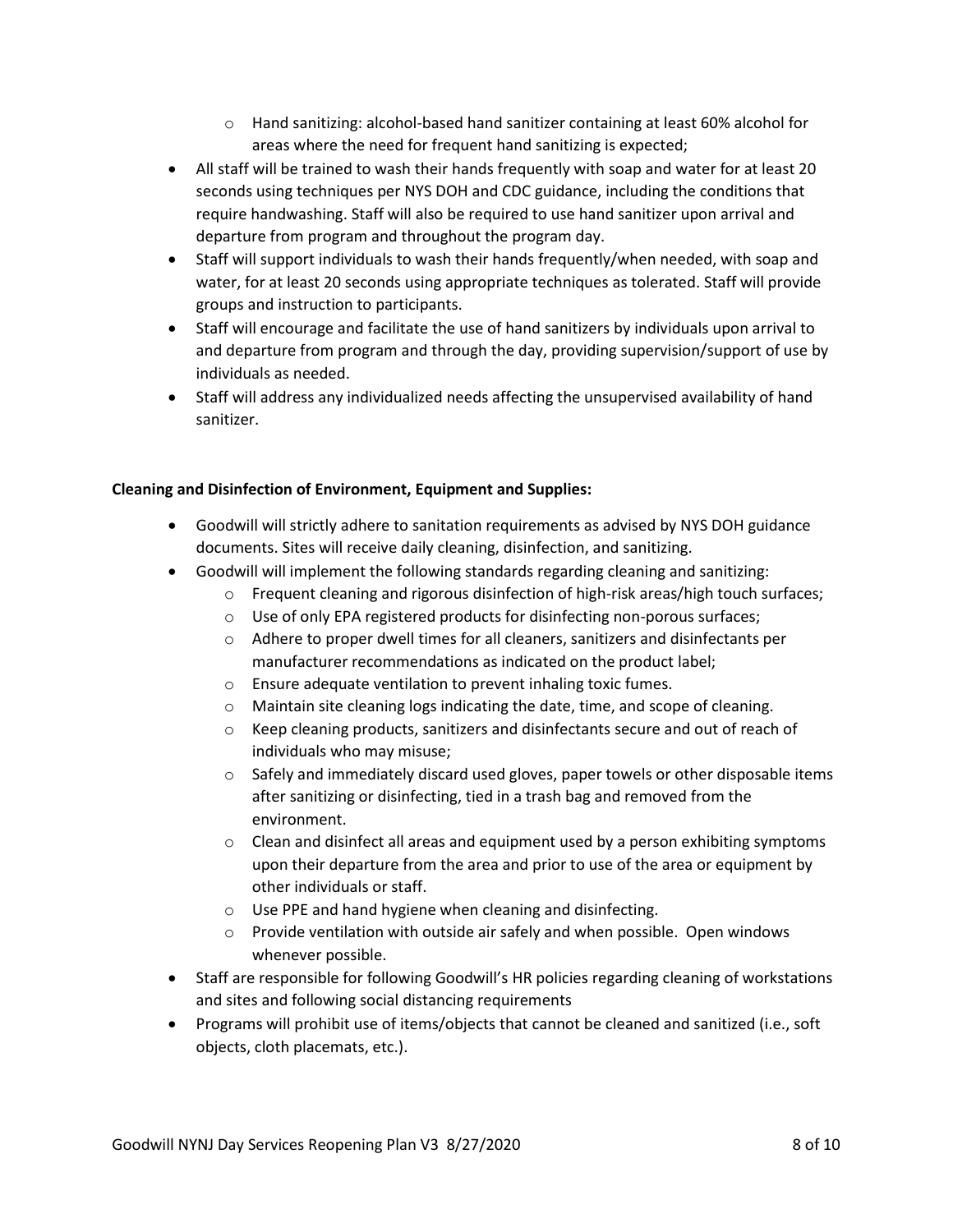- Hand sanitizing: alcohol-based hand sanitizer containing at least 60% alcohol for areas where the need for frequent hand sanitizing is expected;
- All staff will be trained to wash their hands frequently with soap and water for at least 20 seconds using techniques per NYS DOH and CDC guidance, including the conditions that require handwashing. Staff will also be required to use hand sanitizer upon arrival and departure from program and throughout the program day.
- Staff will support individuals to wash their hands frequently/when needed, with soap and water, for at least 20 seconds using appropriate techniques as tolerated. Staff will provide groups and instruction to participants.
- Staff will encourage and facilitate the use of hand sanitizers by individuals upon arrival to and departure from program and through the day, providing supervision/support of use by individuals as needed.
- Staff will address any individualized needs affecting the unsupervised availability of hand sanitizer.

**Cleaning and Disinfection of Environment, Equipment and Supplies:**

- Goodwill will strictly adhere to sanitation requirements as advised by NYS DOH guidance documents. Sites will receive daily cleaning, disinfection, and sanitizing.
- Goodwill will implement the following standards regarding cleaning and sanitizing:
  - Frequent cleaning and rigorous disinfection of high-risk areas/high touch surfaces;
  - Use of only EPA registered products for disinfecting non-porous surfaces;
  - Adhere to proper dwell times for all cleaners, sanitizers and disinfectants per manufacturer recommendations as indicated on the product label;
  - Ensure adequate ventilation to prevent inhaling toxic fumes.
  - Maintain site cleaning logs indicating the date, time, and scope of cleaning.
  - Keep cleaning products, sanitizers and disinfectants secure and out of reach of individuals who may misuse;
  - Safely and immediately discard used gloves, paper towels or other disposable items after sanitizing or disinfecting, tied in a trash bag and removed from the environment.
  - Clean and disinfect all areas and equipment used by a person exhibiting symptoms upon their departure from the area and prior to use of the area or equipment by other individuals or staff.
  - Use PPE and hand hygiene when cleaning and disinfecting.
  - Provide ventilation with outside air safely and when possible. Open windows whenever possible.
- Staff are responsible for following Goodwill's HR policies regarding cleaning of workstations and sites and following social distancing requirements
- Programs will prohibit use of items/objects that cannot be cleaned and sanitized (i.e., soft objects, cloth placemats, etc.).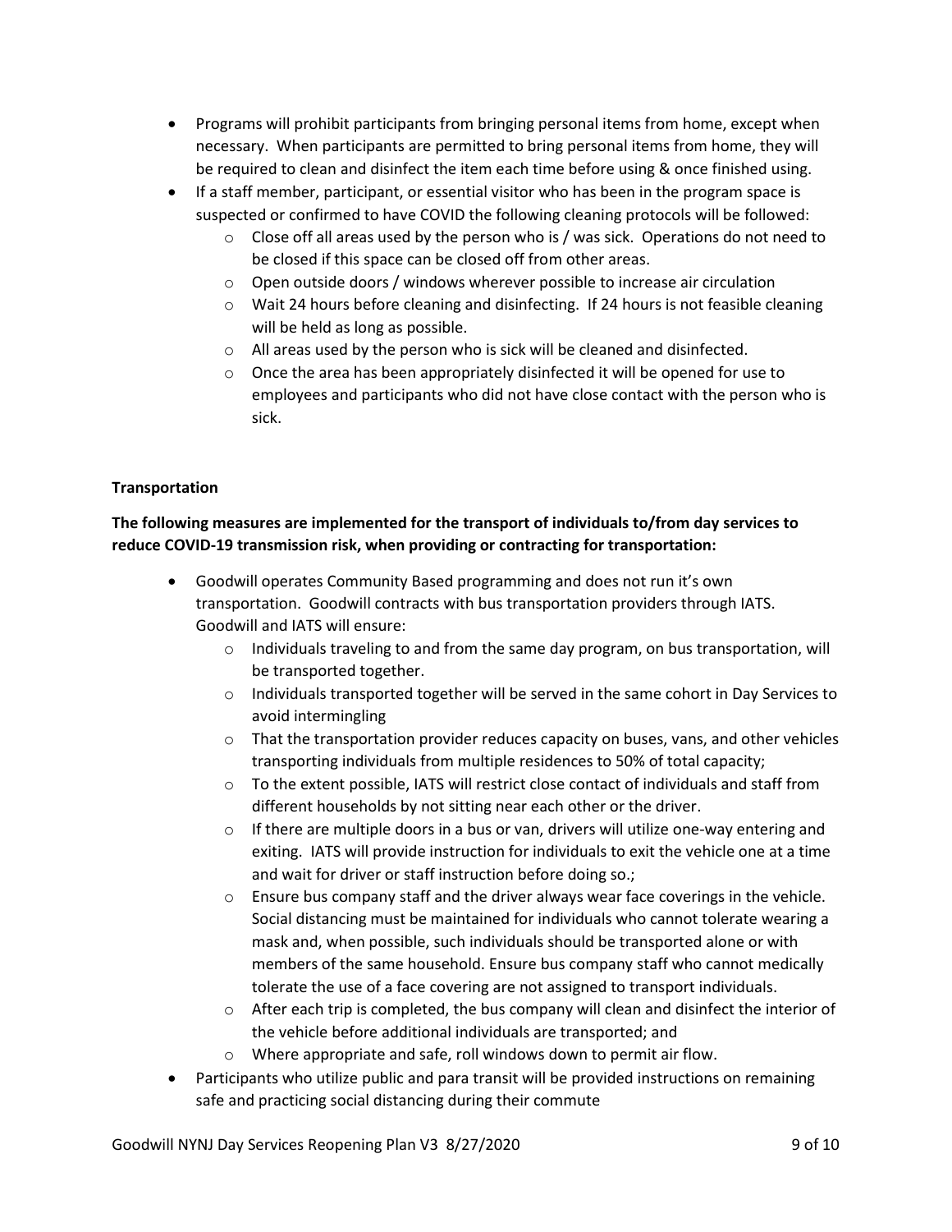- Programs will prohibit participants from bringing personal items from home, except when necessary. When participants are permitted to bring personal items from home, they will be required to clean and disinfect the item each time before using & once finished using.
- If a staff member, participant, or essential visitor who has been in the program space is suspected or confirmed to have COVID the following cleaning protocols will be followed:
  - Close off all areas used by the person who is / was sick. Operations do not need to be closed if this space can be closed off from other areas.
  - Open outside doors / windows wherever possible to increase air circulation
  - Wait 24 hours before cleaning and disinfecting. If 24 hours is not feasible cleaning will be held as long as possible.
  - All areas used by the person who is sick will be cleaned and disinfected.
  - Once the area has been appropriately disinfected it will be opened for use to employees and participants who did not have close contact with the person who is sick.

**Transportation**

**The following measures are implemented for the transport of individuals to/from day services to reduce COVID-19 transmission risk, when providing or contracting for transportation:**

- Goodwill operates Community Based programming and does not run it's own transportation. Goodwill contracts with bus transportation providers through IATS. Goodwill and IATS will ensure:
  - Individuals traveling to and from the same day program, on bus transportation, will be transported together.
  - Individuals transported together will be served in the same cohort in Day Services to avoid intermingling
  - That the transportation provider reduces capacity on buses, vans, and other vehicles transporting individuals from multiple residences to 50% of total capacity;
  - To the extent possible, IATS will restrict close contact of individuals and staff from different households by not sitting near each other or the driver.
  - If there are multiple doors in a bus or van, drivers will utilize one-way entering and exiting. IATS will provide instruction for individuals to exit the vehicle one at a time and wait for driver or staff instruction before doing so.;
  - Ensure bus company staff and the driver always wear face coverings in the vehicle. Social distancing must be maintained for individuals who cannot tolerate wearing a mask and, when possible, such individuals should be transported alone or with members of the same household. Ensure bus company staff who cannot medically tolerate the use of a face covering are not assigned to transport individuals.
  - After each trip is completed, the bus company will clean and disinfect the interior of the vehicle before additional individuals are transported; and
  - Where appropriate and safe, roll windows down to permit air flow.
- Participants who utilize public and para transit will be provided instructions on remaining safe and practicing social distancing during their commute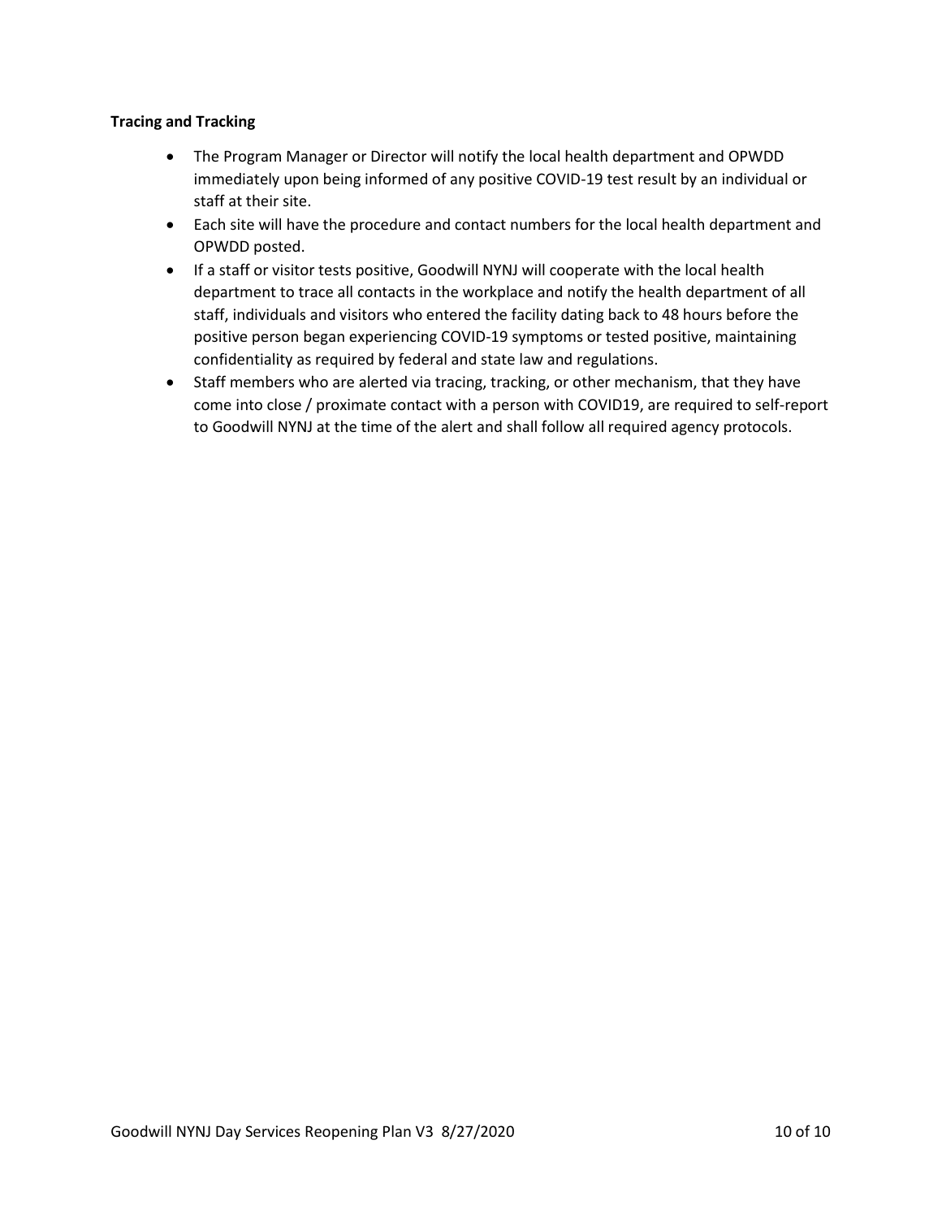**Tracing and Tracking**

- The Program Manager or Director will notify the local health department and OPWDD immediately upon being informed of any positive COVID-19 test result by an individual or staff at their site.
- Each site will have the procedure and contact numbers for the local health department and OPWDD posted.
- If a staff or visitor tests positive, Goodwill NYNJ will cooperate with the local health department to trace all contacts in the workplace and notify the health department of all staff, individuals and visitors who entered the facility dating back to 48 hours before the positive person began experiencing COVID-19 symptoms or tested positive, maintaining confidentiality as required by federal and state law and regulations.
- Staff members who are alerted via tracing, tracking, or other mechanism, that they have come into close / proximate contact with a person with COVID19, are required to self-report to Goodwill NYNJ at the time of the alert and shall follow all required agency protocols.